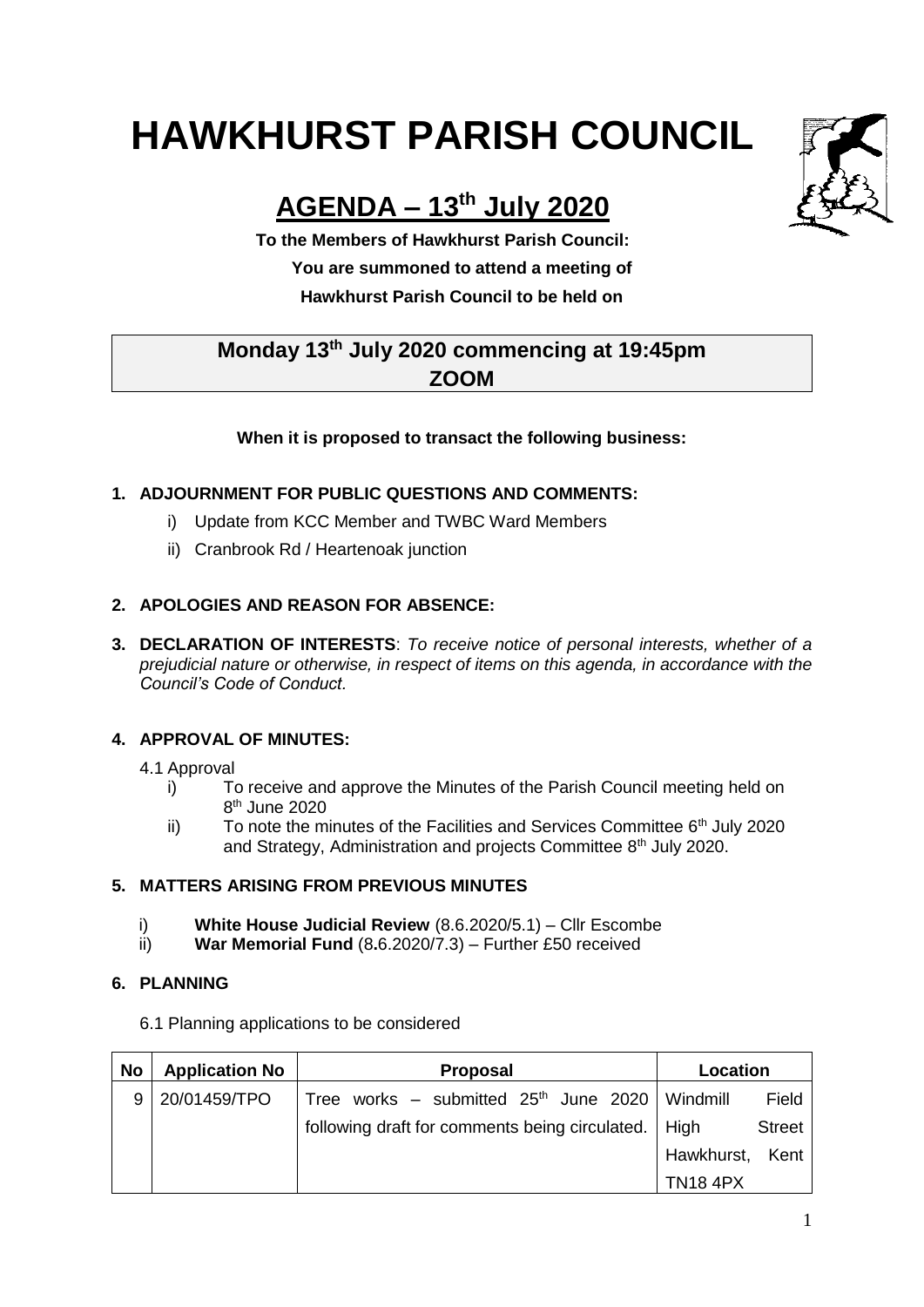# HAWKHURST PARISH COUNCIL

## AGENDA – 13th July 2020

**To the Members of Hawkhurst Parish Council:**
**You are summoned to attend a meeting of**
**Hawkhurst Parish Council to be held on**

**Monday 13th July 2020 commencing at 19:45pm**
**ZOOM**

**When it is proposed to transact the following business:**

**1. ADJOURNMENT FOR PUBLIC QUESTIONS AND COMMENTS:**

   i) Update from KCC Member and TWBC Ward Members

   ii) Cranbrook Rd / Heartenoak junction

**2. APOLOGIES AND REASON FOR ABSENCE:**

**3. DECLARATION OF INTERESTS**: *To receive notice of personal interests, whether of a prejudicial nature or otherwise, in respect of items on this agenda, in accordance with the Council's Code of Conduct.*

**4. APPROVAL OF MINUTES:**

4.1 Approval

   i) To receive and approve the Minutes of the Parish Council meeting held on 8th June 2020

   ii) To note the minutes of the Facilities and Services Committee 6th July 2020 and Strategy, Administration and projects Committee 8th July 2020.

**5. MATTERS ARISING FROM PREVIOUS MINUTES**

   i) **White House Judicial Review** (8.6.2020/5.1) – Cllr Escombe

   ii) **War Memorial Fund** (8**.**6.2020/7.3) – Further £50 received

**6. PLANNING**

6.1 Planning applications to be considered

| No | Application No | Proposal | Location |
|---|---|---|---|
| 9 | 20/01459/TPO | Tree works – submitted 25th June 2020 following draft for comments being circulated. | Windmill Field High Street Hawkhurst, Kent TN18 4PX |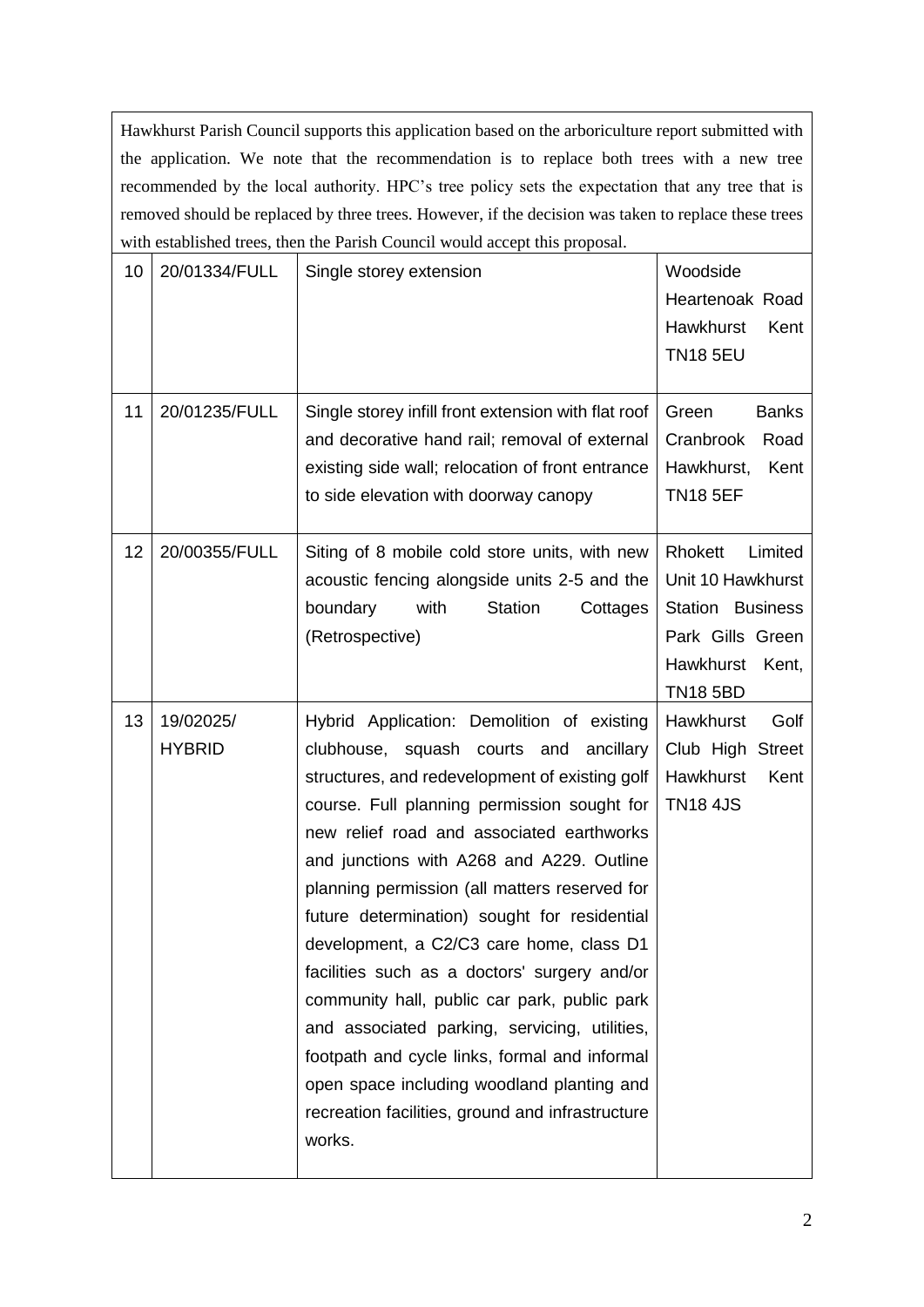| | | | |
|---|---|---|---|
| Hawkhurst Parish Council supports this application based on the arboriculture report submitted with the application. We note that the recommendation is to replace both trees with a new tree recommended by the local authority. HPC's tree policy sets the expectation that any tree that is removed should be replaced by three trees. However, if the decision was taken to replace these trees with established trees, then the Parish Council would accept this proposal. | | | |
| 10 | 20/01334/FULL | Single storey extension | Woodside Heartenoak Road Hawkhurst Kent TN18 5EU |
| 11 | 20/01235/FULL | Single storey infill front extension with flat roof and decorative hand rail; removal of external existing side wall; relocation of front entrance to side elevation with doorway canopy | Green Banks Cranbrook Road Hawkhurst, Kent TN18 5EF |
| 12 | 20/00355/FULL | Siting of 8 mobile cold store units, with new acoustic fencing alongside units 2-5 and the boundary with Station Cottages (Retrospective) | Rhokett Limited Unit 10 Hawkhurst Station Business Park Gills Green Hawkhurst Kent, TN18 5BD |
| 13 | 19/02025/ HYBRID | Hybrid Application: Demolition of existing clubhouse, squash courts and ancillary structures, and redevelopment of existing golf course. Full planning permission sought for new relief road and associated earthworks and junctions with A268 and A229. Outline planning permission (all matters reserved for future determination) sought for residential development, a C2/C3 care home, class D1 facilities such as a doctors' surgery and/or community hall, public car park, public park and associated parking, servicing, utilities, footpath and cycle links, formal and informal open space including woodland planting and recreation facilities, ground and infrastructure works. | Hawkhurst Golf Club High Street Hawkhurst Kent TN18 4JS |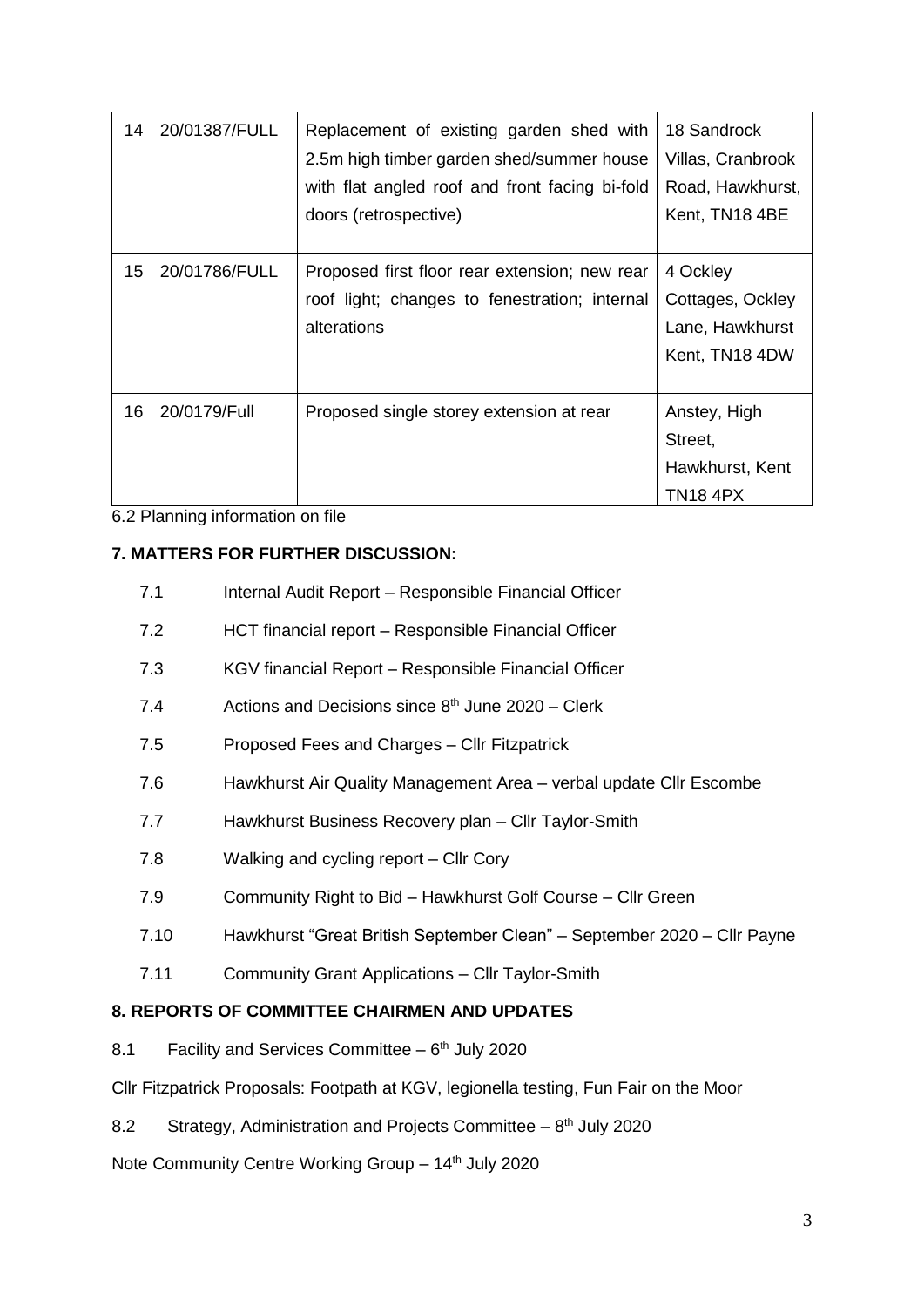| 14 | 20/01387/FULL | Replacement of existing garden shed with 2.5m high timber garden shed/summer house with flat angled roof and front facing bi-fold doors (retrospective) | 18 Sandrock Villas, Cranbrook Road, Hawkhurst, Kent, TN18 4BE |
|---|---|---|---|
| 15 | 20/01786/FULL | Proposed first floor rear extension; new rear roof light; changes to fenestration; internal alterations | 4 Ockley Cottages, Ockley Lane, Hawkhurst Kent, TN18 4DW |
| 16 | 20/0179/Full | Proposed single storey extension at rear | Anstey, High Street, Hawkhurst, Kent TN18 4PX |

6.2 Planning information on file

**7. MATTERS FOR FURTHER DISCUSSION:**

7.1 Internal Audit Report – Responsible Financial Officer

7.2 HCT financial report – Responsible Financial Officer

7.3 KGV financial Report – Responsible Financial Officer

7.4 Actions and Decisions since 8th June 2020 – Clerk

7.5 Proposed Fees and Charges – Cllr Fitzpatrick

7.6 Hawkhurst Air Quality Management Area – verbal update Cllr Escombe

7.7 Hawkhurst Business Recovery plan – Cllr Taylor-Smith

7.8 Walking and cycling report – Cllr Cory

7.9 Community Right to Bid – Hawkhurst Golf Course – Cllr Green

7.10 Hawkhurst "Great British September Clean" – September 2020 – Cllr Payne

7.11 Community Grant Applications – Cllr Taylor-Smith

**8. REPORTS OF COMMITTEE CHAIRMEN AND UPDATES**

8.1 Facility and Services Committee – 6th July 2020

Cllr Fitzpatrick Proposals: Footpath at KGV, legionella testing, Fun Fair on the Moor

8.2 Strategy, Administration and Projects Committee – 8th July 2020

Note Community Centre Working Group – 14th July 2020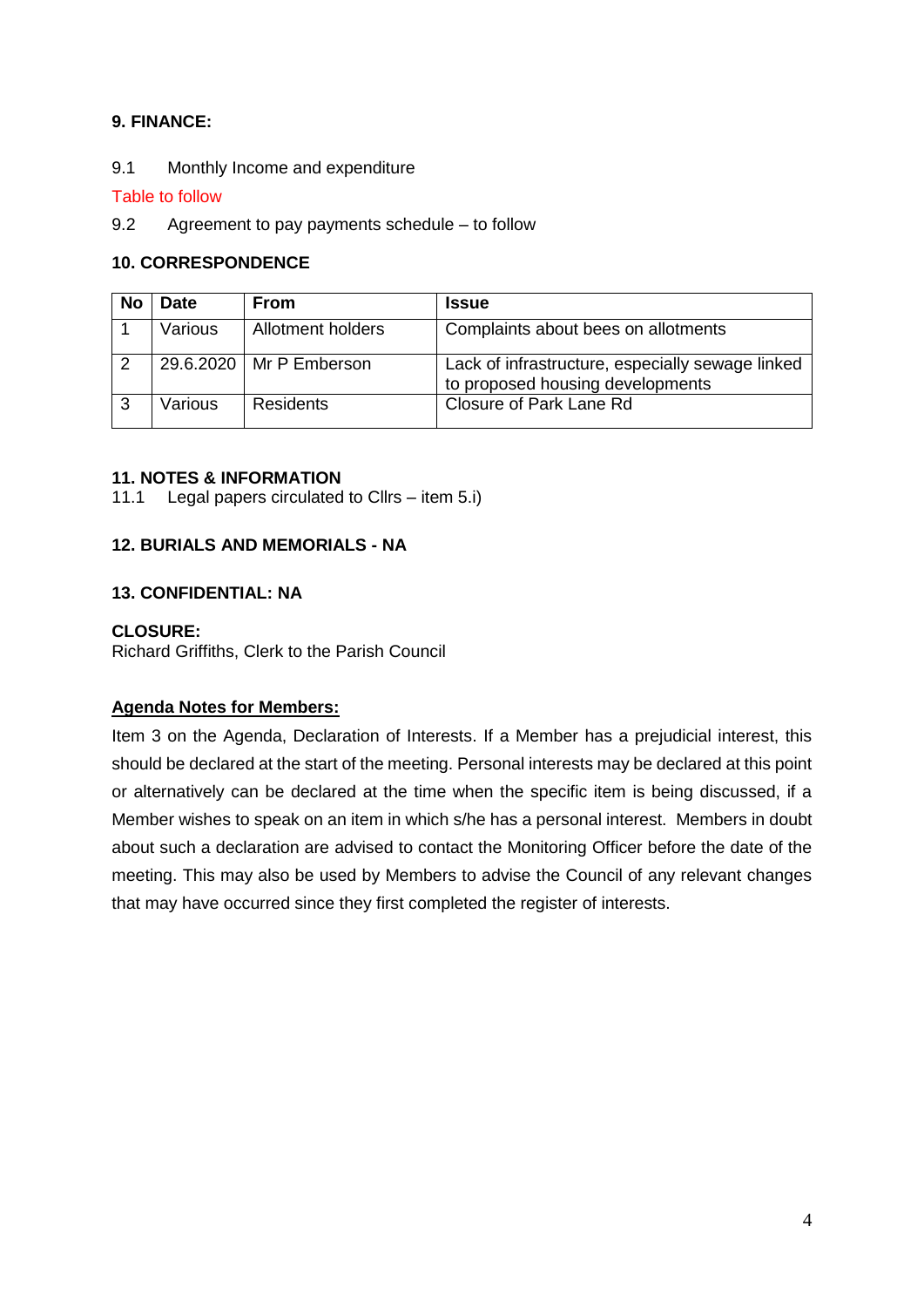**9. FINANCE:**

9.1 Monthly Income and expenditure

Table to follow

9.2 Agreement to pay payments schedule – to follow

**10. CORRESPONDENCE**

| No | Date | From | Issue |
|---|---|---|---|
| 1 | Various | Allotment holders | Complaints about bees on allotments |
| 2 | 29.6.2020 | Mr P Emberson | Lack of infrastructure, especially sewage linked to proposed housing developments |
| 3 | Various | Residents | Closure of Park Lane Rd |

**11. NOTES & INFORMATION**

11.1 Legal papers circulated to Cllrs – item 5.i)

**12. BURIALS AND MEMORIALS - NA**

**13. CONFIDENTIAL: NA**

**CLOSURE:**

Richard Griffiths, Clerk to the Parish Council

**Agenda Notes for Members:**

Item 3 on the Agenda, Declaration of Interests. If a Member has a prejudicial interest, this should be declared at the start of the meeting. Personal interests may be declared at this point or alternatively can be declared at the time when the specific item is being discussed, if a Member wishes to speak on an item in which s/he has a personal interest. Members in doubt about such a declaration are advised to contact the Monitoring Officer before the date of the meeting. This may also be used by Members to advise the Council of any relevant changes that may have occurred since they first completed the register of interests.